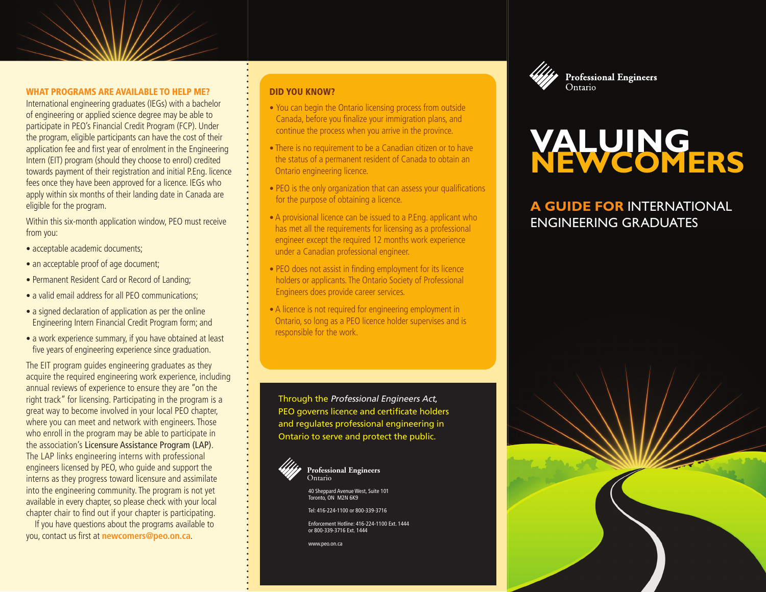### WHAT PROGRAMS ARE AVAILABLE TO HELP ME?

International engineering graduates (IEGs) with a bachelor of engineering or applied science degree may be able to participate in PEO's Financial Credit Program (FCP). Under the program, eligible participants can have the cost of their application fee and first year of enrolment in the Engineering Intern (EIT) program (should they choose to enrol) credited towards payment of their registration and initial P.Eng. licence fees once they have been approved for a licence. IEGs who apply within six months of their landing date in Canada are eligible for the program.

Within this six-month application window, PEO must receive from you:

- acceptable academic documents;
- an acceptable proof of age document;
- Permanent Resident Card or Record of Landing;
- a valid email address for all PEO communications;
- a signed declaration of application as per the online Engineering Intern Financial Credit Program form; and
- a work experience summary, if you have obtained at least five years of engineering experience since graduation.

The EIT program guides engineering graduates as they acquire the required engineering work experience, including annual reviews of experience to ensure they are "on the right track" for licensing. Participating in the program is a great way to become involved in your local PEO chapter, where you can meet and network with engineers. Those who enroll in the program may be able to participate in the association's Licensure Assistance Program (LAP). The LAP links engineering interns with professional engineers licensed by PEO, who guide and support the interns as they progress toward licensure and assimilate into the engineering community. The program is not yet available in every chapter, so please check with your local chapter chair to find out if your chapter is participating.

If you have questions about the programs available to you, contact us first at **newcomers@peo.on.ca**.

### DID YOU KNOW?

- You can begin the Ontario licensing process from outside Canada, before you finalize your immigration plans, and continue the process when you arrive in the province.
- There is no requirement to be a Canadian citizen or to have the status of a permanent resident of Canada to obtain an Ontario engineering licence.
- PEO is the only organization that can assess your qualifications for the purpose of obtaining a licence.
- A provisional licence can be issued to a P.Eng. applicant who has met all the requirements for licensing as a professional engineer except the required 12 months work experience under a Canadian professional engineer.
- PEO does not assist in finding employment for its licence holders or applicants. The Ontario Society of Professional Engineers does provide career services.
- A licence is not required for engineering employment in Ontario, so long as a PEO licence holder supervises and is responsible for the work.

Through the *Professional Engineers Act*, PEO governs licence and certificate holders and regulates professional engineering in Ontario to serve and protect the public.

**Professional Engineers Ontario**

40 Sheppard Avenue West, Suite 101
Toronto, ON M2N 6K9

Tel: 416-224-1100 or 800-339-3716

Enforcement Hotline: 416-224-1100 Ext. 1444
or 800-339-3716 Ext. 1444

www.peo.on.ca

**Professional Engineers Ontario**

# VALUING NEWCOMERS

## A GUIDE FOR INTERNATIONAL ENGINEERING GRADUATES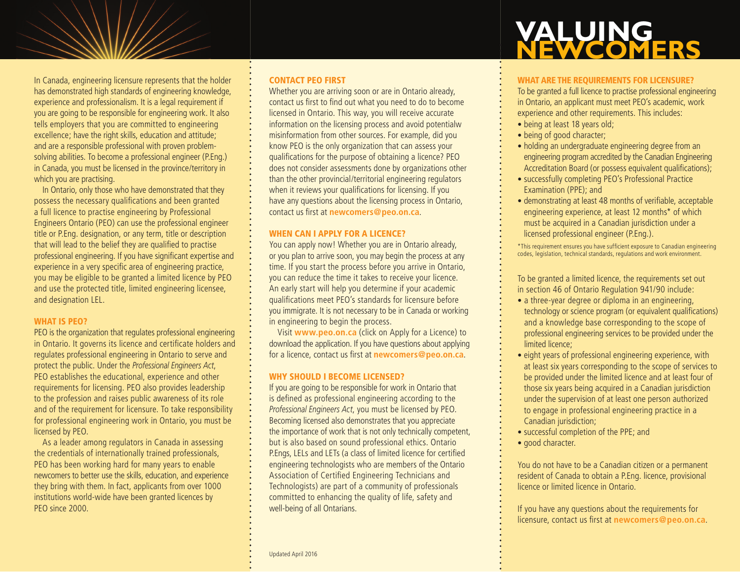In Canada, engineering licensure represents that the holder has demonstrated high standards of engineering knowledge, experience and professionalism. It is a legal requirement if you are going to be responsible for engineering work. It also tells employers that you are committed to engineering excellence; have the right skills, education and attitude; and are a responsible professional with proven problem-solving abilities. To become a professional engineer (P.Eng.) in Canada, you must be licensed in the province/territory in which you are practising.

In Ontario, only those who have demonstrated that they possess the necessary qualifications and been granted a full licence to practise engineering by Professional Engineers Ontario (PEO) can use the professional engineer title or P.Eng. designation, or any term, title or description that will lead to the belief they are qualified to practise professional engineering. If you have significant expertise and experience in a very specific area of engineering practice, you may be eligible to be granted a limited licence by PEO and use the protected title, limited engineering licensee, and designation LEL.

## WHAT IS PEO?

PEO is the organization that regulates professional engineering in Ontario. It governs its licence and certificate holders and regulates professional engineering in Ontario to serve and protect the public. Under the *Professional Engineers Act*, PEO establishes the educational, experience and other requirements for licensing. PEO also provides leadership to the profession and raises public awareness of its role and of the requirement for licensure. To take responsibility for professional engineering work in Ontario, you must be licensed by PEO.

As a leader among regulators in Canada in assessing the credentials of internationally trained professionals, PEO has been working hard for many years to enable newcomers to better use the skills, education, and experience they bring with them. In fact, applicants from over 1000 institutions world-wide have been granted licences by PEO since 2000.

## CONTACT PEO FIRST

Whether you are arriving soon or are in Ontario already, contact us first to find out what you need to do to become licensed in Ontario. This way, you will receive accurate information on the licensing process and avoid potentialw misinformation from other sources. For example, did you know PEO is the only organization that can assess your qualifications for the purpose of obtaining a licence? PEO does not consider assessments done by organizations other than the other provincial/territorial engineering regulators when it reviews your qualifications for licensing. If you have any questions about the licensing process in Ontario, contact us first at **newcomers@peo.on.ca**.

## WHEN CAN I APPLY FOR A LICENCE?

You can apply now! Whether you are in Ontario already, or you plan to arrive soon, you may begin the process at any time. If you start the process before you arrive in Ontario, you can reduce the time it takes to receive your licence. An early start will help you determine if your academic qualifications meet PEO's standards for licensure before you immigrate. It is not necessary to be in Canada or working in engineering to begin the process.

Visit **www.peo.on.ca** (click on Apply for a Licence) to download the application. If you have questions about applying for a licence, contact us first at **newcomers@peo.on.ca**.

## WHY SHOULD I BECOME LICENSED?

If you are going to be responsible for work in Ontario that is defined as professional engineering according to the *Professional Engineers Act*, you must be licensed by PEO. Becoming licensed also demonstrates that you appreciate the importance of work that is not only technically competent, but is also based on sound professional ethics. Ontario P.Engs, LELs and LETs (a class of limited licence for certified engineering technologists who are members of the Ontario Association of Certified Engineering Technicians and Technologists) are part of a community of professionals committed to enhancing the quality of life, safety and well-being of all Ontarians.

Updated April 2016

# VALUING NEWCOMERS

## WHAT ARE THE REQUIREMENTS FOR LICENSURE?

To be granted a full licence to practise professional engineering in Ontario, an applicant must meet PEO's academic, work experience and other requirements. This includes:

- being at least 18 years old;
- being of good character;
- holding an undergraduate engineering degree from an engineering program accredited by the Canadian Engineering Accreditation Board (or possess equivalent qualifications);
- successfully completing PEO's Professional Practice Examination (PPE); and
- demonstrating at least 48 months of verifiable, acceptable engineering experience, at least 12 months* of which must be acquired in a Canadian jurisdiction under a licensed professional engineer (P.Eng.).

*This requirement ensures you have sufficient exposure to Canadian engineering codes, legislation, technical standards, regulations and work environment.

To be granted a limited licence, the requirements set out in section 46 of Ontario Regulation 941/90 include:

- a three-year degree or diploma in an engineering, technology or science program (or equivalent qualifications) and a knowledge base corresponding to the scope of professional engineering services to be provided under the limited licence;
- eight years of professional engineering experience, with at least six years corresponding to the scope of services to be provided under the limited licence and at least four of those six years being acquired in a Canadian jurisdiction under the supervision of at least one person authorized to engage in professional engineering practice in a Canadian jurisdiction;
- successful completion of the PPE; and
- good character.

You do not have to be a Canadian citizen or a permanent resident of Canada to obtain a P.Eng. licence, provisional licence or limited licence in Ontario.

If you have any questions about the requirements for licensure, contact us first at **newcomers@peo.on.ca**.